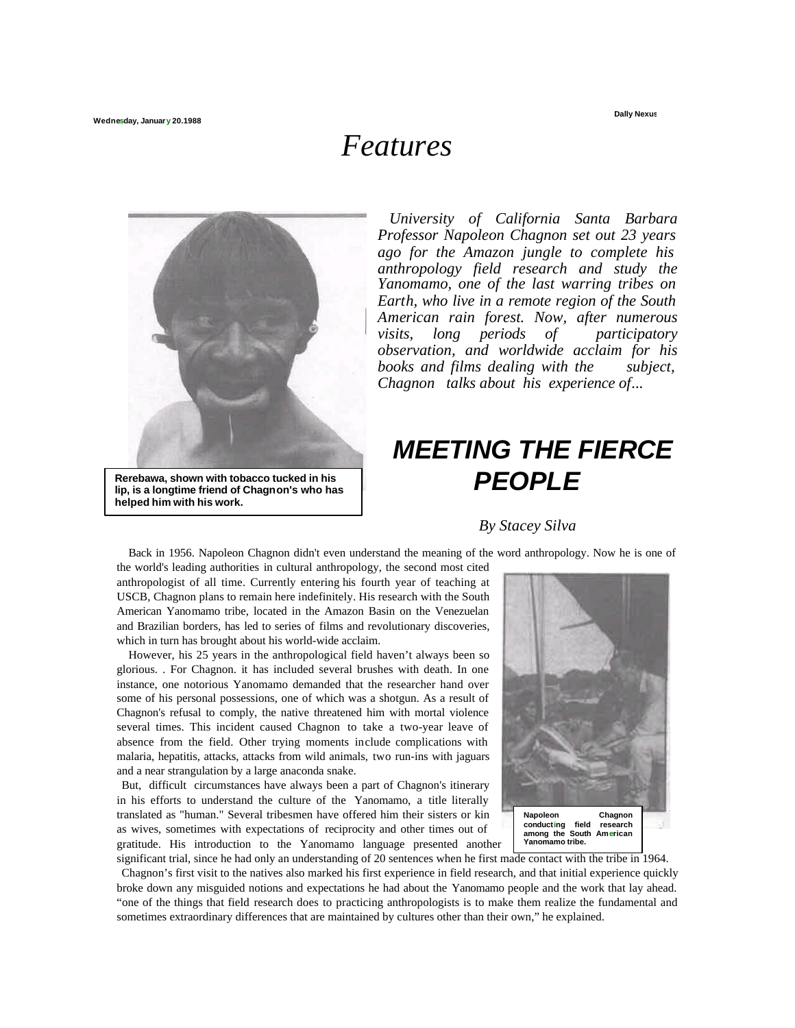# Features

*University of California Santa Barbara Professor Napoleon Chagnon set out 23 years ago for the Amazon jungle to complete his anthropology field research and study the Yanomamo, one of the last warring tribes on Earth, who live in a remote region of the South American rain forest. Now, after numerous visits, long periods of participatory observation, and worldwide acclaim for his books and films dealing with the subject, Chagnon talks about his experience of...*

**Rerebawa, shown with tobacco tucked in his lip, is a longtime friend of Chagnon's who has helped him with his work.**

## MEETING THE FIERCE PEOPLE

*By Stacey Silva*

Back in 1956. Napoleon Chagnon didn't even understand the meaning of the word anthropology. Now he is one of the world's leading authorities in cultural anthropology, the second most cited anthropologist of all time. Currently entering his fourth year of teaching at USCB, Chagnon plans to remain here indefinitely. His research with the South American Yanomamo tribe, located in the Amazon Basin on the Venezuelan and Brazilian borders, has led to series of films and revolutionary discoveries, which in turn has brought about his world-wide acclaim.

However, his 25 years in the anthropological field haven't always been so glorious. . For Chagnon. it has included several brushes with death. In one instance, one notorious Yanomamo demanded that the researcher hand over some of his personal possessions, one of which was a shotgun. As a result of Chagnon's refusal to comply, the native threatened him with mortal violence several times. This incident caused Chagnon to take a two-year leave of absence from the field. Other trying moments include complications with malaria, hepatitis, attacks, attacks from wild animals, two run-ins with jaguars and a near strangulation by a large anaconda snake.

But, difficult circumstances have always been a part of Chagnon's itinerary in his efforts to understand the culture of the Yanomamo, a title literally translated as "human." Several tribesmen have offered him their sisters or kin as wives, sometimes with expectations of reciprocity and other times out of gratitude. His introduction to the Yanomamo language presented another significant trial, since he had only an understanding of 20 sentences when he first made contact with the tribe in 1964.

**Napoleon Chagnon conducting field research among the South American Yanomamo tribe.**

Chagnon's first visit to the natives also marked his first experience in field research, and that initial experience quickly broke down any misguided notions and expectations he had about the Yanomamo people and the work that lay ahead. "one of the things that field research does to practicing anthropologists is to make them realize the fundamental and sometimes extraordinary differences that are maintained by cultures other than their own," he explained.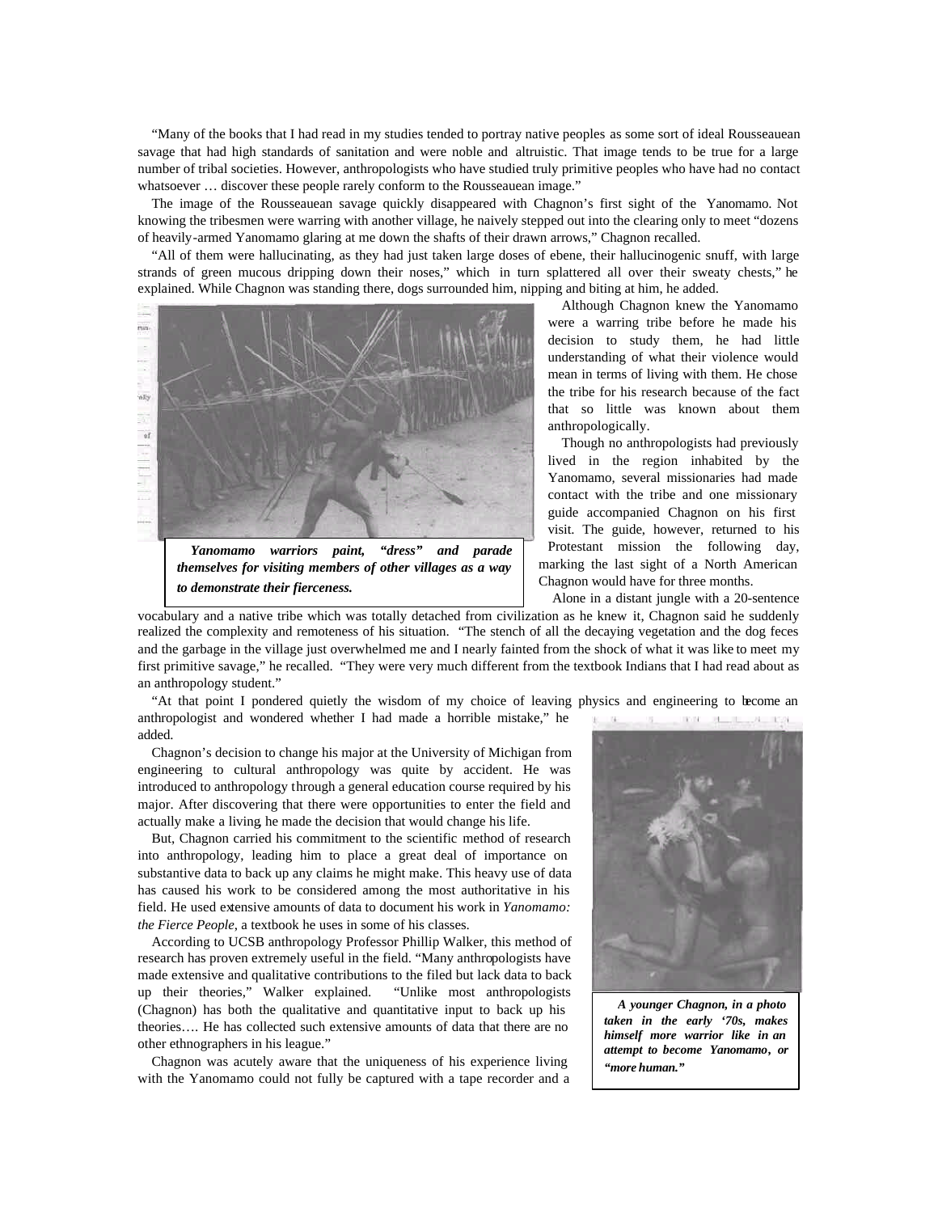"Many of the books that I had read in my studies tended to portray native peoples as some sort of ideal Rousseauean savage that had high standards of sanitation and were noble and altruistic. That image tends to be true for a large number of tribal societies. However, anthropologists who have studied truly primitive peoples who have had no contact whatsoever … discover these people rarely conform to the Rousseauean image."

The image of the Rousseauean savage quickly disappeared with Chagnon's first sight of the Yanomamo. Not knowing the tribesmen were warring with another village, he naively stepped out into the clearing only to meet "dozens of heavily-armed Yanomamo glaring at me down the shafts of their drawn arrows," Chagnon recalled.

"All of them were hallucinating, as they had just taken large doses of ebene, their hallucinogenic snuff, with large strands of green mucous dripping down their noses," which in turn splattered all over their sweaty chests," he explained. While Chagnon was standing there, dogs surrounded him, nipping and biting at him, he added.

***Yanomamo warriors paint, "dress" and parade themselves for visiting members of other villages as a way to demonstrate their fierceness.***

Although Chagnon knew the Yanomamo were a warring tribe before he made his decision to study them, he had little understanding of what their violence would mean in terms of living with them. He chose the tribe for his research because of the fact that so little was known about them anthropologically.

Though no anthropologists had previously lived in the region inhabited by the Yanomamo, several missionaries had made contact with the tribe and one missionary guide accompanied Chagnon on his first visit. The guide, however, returned to his Protestant mission the following day, marking the last sight of a North American Chagnon would have for three months.

Alone in a distant jungle with a 20-sentence vocabulary and a native tribe which was totally detached from civilization as he knew it, Chagnon said he suddenly realized the complexity and remoteness of his situation. "The stench of all the decaying vegetation and the dog feces and the garbage in the village just overwhelmed me and I nearly fainted from the shock of what it was like to meet my first primitive savage," he recalled. "They were very much different from the textbook Indians that I had read about as an anthropology student."

"At that point I pondered quietly the wisdom of my choice of leaving physics and engineering to become an anthropologist and wondered whether I had made a horrible mistake," he added.

Chagnon's decision to change his major at the University of Michigan from engineering to cultural anthropology was quite by accident. He was introduced to anthropology through a general education course required by his major. After discovering that there were opportunities to enter the field and actually make a living, he made the decision that would change his life.

But, Chagnon carried his commitment to the scientific method of research into anthropology, leading him to place a great deal of importance on substantive data to back up any claims he might make. This heavy use of data has caused his work to be considered among the most authoritative in his field. He used extensive amounts of data to document his work in *Yanomamo: the Fierce People*, a textbook he uses in some of his classes.

According to UCSB anthropology Professor Phillip Walker, this method of research has proven extremely useful in the field. "Many anthropologists have made extensive and qualitative contributions to the filed but lack data to back up their theories," Walker explained. "Unlike most anthropologists (Chagnon) has both the qualitative and quantitative input to back up his theories…. He has collected such extensive amounts of data that there are no other ethnographers in his league."

***A younger Chagnon, in a photo taken in the early '70s, makes himself more warrior like in an attempt to become Yanomamo, or "more human."***

Chagnon was acutely aware that the uniqueness of his experience living with the Yanomamo could not fully be captured with a tape recorder and a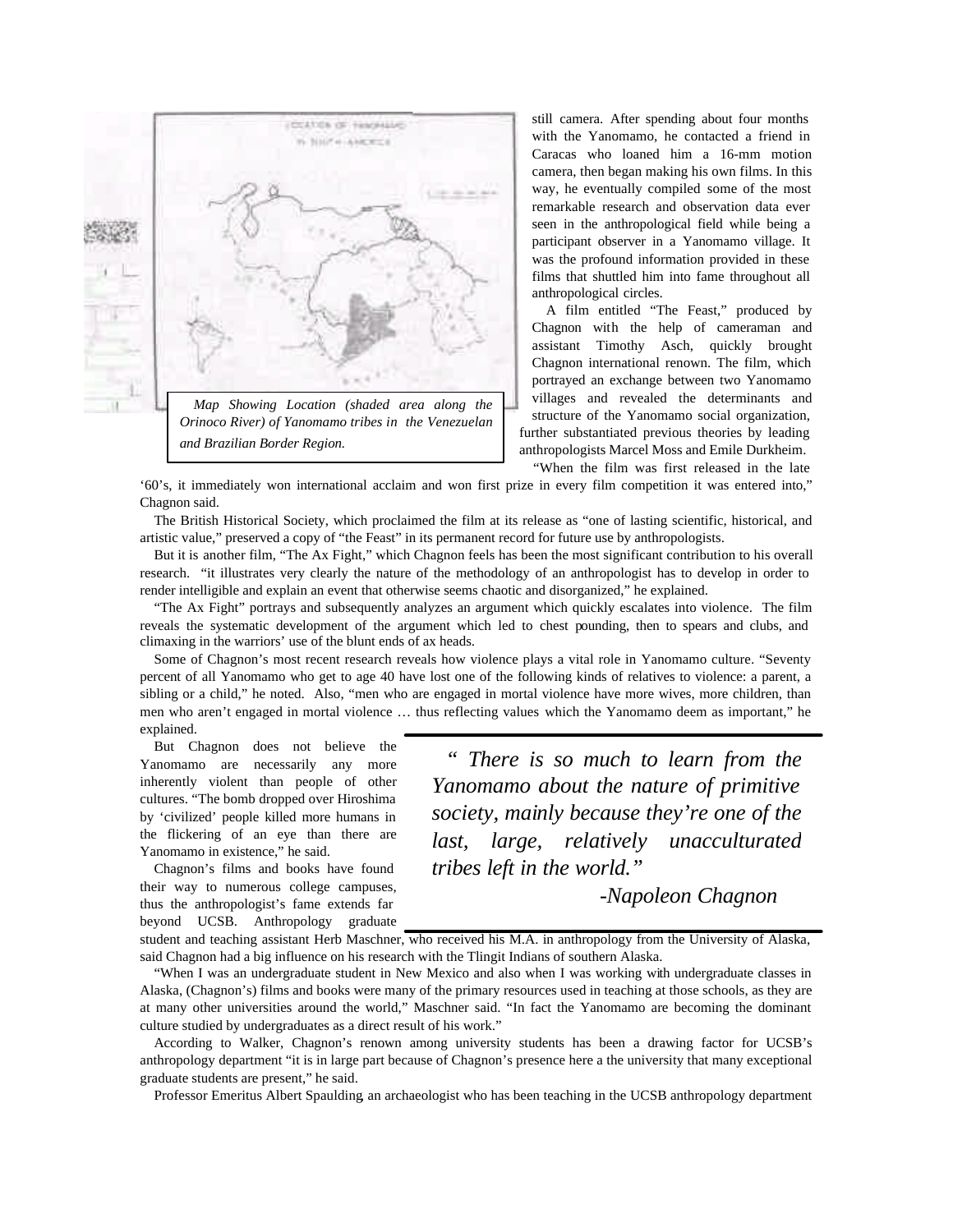*Map Showing Location (shaded area along the Orinoco River) of Yanomamo tribes in the Venezuelan and Brazilian Border Region.*

still camera. After spending about four months with the Yanomamo, he contacted a friend in Caracas who loaned him a 16-mm motion camera, then began making his own films. In this way, he eventually compiled some of the most remarkable research and observation data ever seen in the anthropological field while being a participant observer in a Yanomamo village. It was the profound information provided in these films that shuttled him into fame throughout all anthropological circles.

A film entitled "The Feast," produced by Chagnon with the help of cameraman and assistant Timothy Asch, quickly brought Chagnon international renown. The film, which portrayed an exchange between two Yanomamo villages and revealed the determinants and structure of the Yanomamo social organization, further substantiated previous theories by leading anthropologists Marcel Moss and Emile Durkheim.

"When the film was first released in the late '60's, it immediately won international acclaim and won first prize in every film competition it was entered into," Chagnon said.

The British Historical Society, which proclaimed the film at its release as "one of lasting scientific, historical, and artistic value," preserved a copy of "the Feast" in its permanent record for future use by anthropologists.

But it is another film, "The Ax Fight," which Chagnon feels has been the most significant contribution to his overall research. "it illustrates very clearly the nature of the methodology of an anthropologist has to develop in order to render intelligible and explain an event that otherwise seems chaotic and disorganized," he explained.

"The Ax Fight" portrays and subsequently analyzes an argument which quickly escalates into violence. The film reveals the systematic development of the argument which led to chest pounding, then to spears and clubs, and climaxing in the warriors' use of the blunt ends of ax heads.

Some of Chagnon's most recent research reveals how violence plays a vital role in Yanomamo culture. "Seventy percent of all Yanomamo who get to age 40 have lost one of the following kinds of relatives to violence: a parent, a sibling or a child," he noted. Also, "men who are engaged in mortal violence have more wives, more children, than men who aren't engaged in mortal violence … thus reflecting values which the Yanomamo deem as important," he explained.

> *" There is so much to learn from the Yanomamo about the nature of primitive society, mainly because they're one of the last, large, relatively unacculturated tribes left in the world."*
>
> *-Napoleon Chagnon*

But Chagnon does not believe the Yanomamo are necessarily any more inherently violent than people of other cultures. "The bomb dropped over Hiroshima by 'civilized' people killed more humans in the flickering of an eye than there are Yanomamo in existence," he said.

Chagnon's films and books have found their way to numerous college campuses, thus the anthropologist's fame extends far beyond UCSB. Anthropology graduate student and teaching assistant Herb Maschner, who received his M.A. in anthropology from the University of Alaska, said Chagnon had a big influence on his research with the Tlingit Indians of southern Alaska.

"When I was an undergraduate student in New Mexico and also when I was working with undergraduate classes in Alaska, (Chagnon's) films and books were many of the primary resources used in teaching at those schools, as they are at many other universities around the world," Maschner said. "In fact the Yanomamo are becoming the dominant culture studied by undergraduates as a direct result of his work."

According to Walker, Chagnon's renown among university students has been a drawing factor for UCSB's anthropology department "it is in large part because of Chagnon's presence here a the university that many exceptional graduate students are present," he said.

Professor Emeritus Albert Spaulding, an archaeologist who has been teaching in the UCSB anthropology department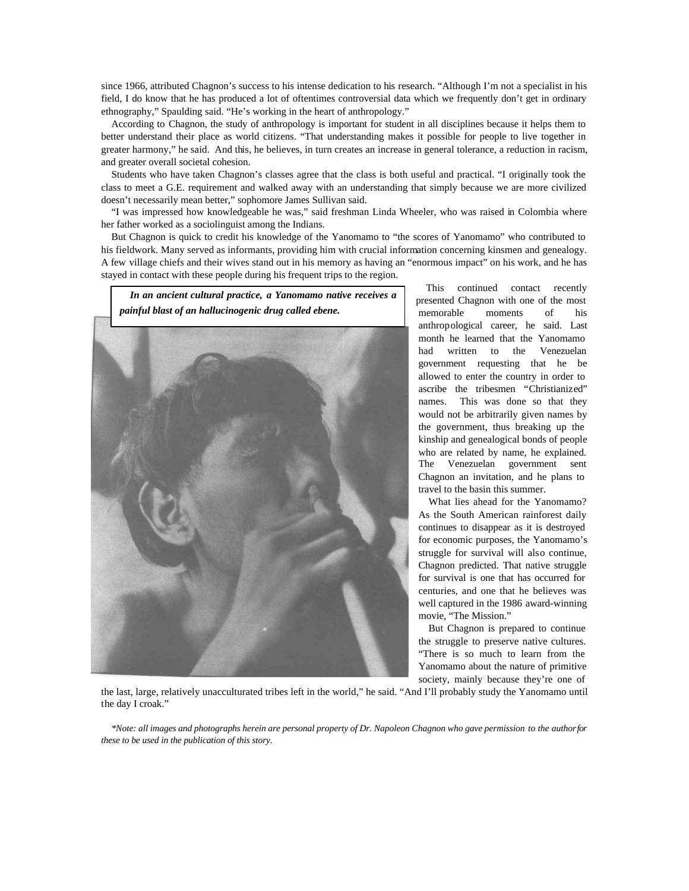since 1966, attributed Chagnon's success to his intense dedication to his research. "Although I'm not a specialist in his field, I do know that he has produced a lot of oftentimes controversial data which we frequently don't get in ordinary ethnography," Spaulding said. "He's working in the heart of anthropology."

According to Chagnon, the study of anthropology is important for student in all disciplines because it helps them to better understand their place as world citizens. "That understanding makes it possible for people to live together in greater harmony," he said. And this, he believes, in turn creates an increase in general tolerance, a reduction in racism, and greater overall societal cohesion.

Students who have taken Chagnon's classes agree that the class is both useful and practical. "I originally took the class to meet a G.E. requirement and walked away with an understanding that simply because we are more civilized doesn't necessarily mean better," sophomore James Sullivan said.

"I was impressed how knowledgeable he was," said freshman Linda Wheeler, who was raised in Colombia where her father worked as a sociolinguist among the Indians.

But Chagnon is quick to credit his knowledge of the Yanomamo to "the scores of Yanomamo" who contributed to his fieldwork. Many served as informants, providing him with crucial information concerning kinsmen and genealogy. A few village chiefs and their wives stand out in his memory as having an "enormous impact" on his work, and he has stayed in contact with these people during his frequent trips to the region.

***In an ancient cultural practice, a Yanomamo native receives a painful blast of an hallucinogenic drug called ebene.***

This continued contact recently presented Chagnon with one of the most memorable moments of his anthropological career, he said. Last month he learned that the Yanomamo had written to the Venezuelan government requesting that he be allowed to enter the country in order to ascribe the tribesmen "Christianized" names. This was done so that they would not be arbitrarily given names by the government, thus breaking up the kinship and genealogical bonds of people who are related by name, he explained. The Venezuelan government sent Chagnon an invitation, and he plans to travel to the basin this summer.

What lies ahead for the Yanomamo? As the South American rainforest daily continues to disappear as it is destroyed for economic purposes, the Yanomamo's struggle for survival will also continue, Chagnon predicted. That native struggle for survival is one that has occurred for centuries, and one that he believes was well captured in the 1986 award-winning movie, "The Mission."

But Chagnon is prepared to continue the struggle to preserve native cultures. "There is so much to learn from the Yanomamo about the nature of primitive society, mainly because they're one of the last, large, relatively unacculturated tribes left in the world," he said. "And I'll probably study the Yanomamo until the day I croak."

*\*Note: all images and photographs herein are personal property of Dr. Napoleon Chagnon who gave permission to the author for these to be used in the publication of this story.*